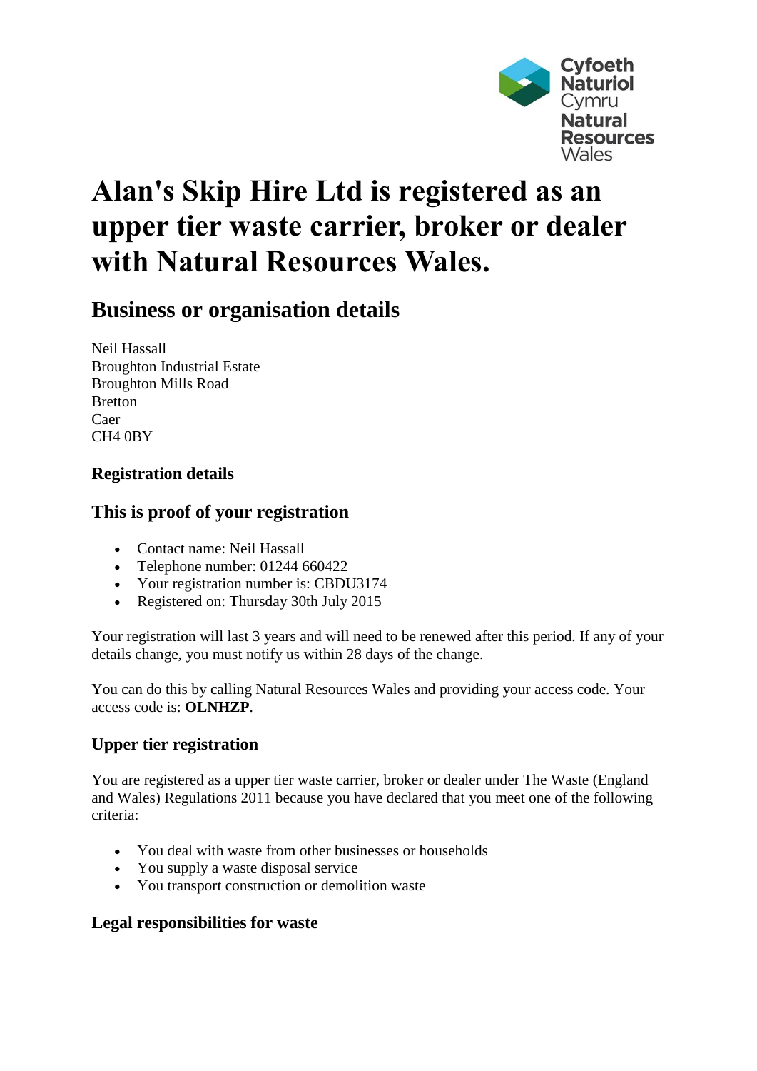Cyfoeth Naturiol Cymru
Natural Resources Wales

# Alan's Skip Hire Ltd is registered as an upper tier waste carrier, broker or dealer with Natural Resources Wales.

## Business or organisation details

Neil Hassall
Broughton Industrial Estate
Broughton Mills Road
Bretton
Caer
CH4 0BY

### Registration details

### This is proof of your registration

- Contact name: Neil Hassall
- Telephone number: 01244 660422
- Your registration number is: CBDU3174
- Registered on: Thursday 30th July 2015

Your registration will last 3 years and will need to be renewed after this period. If any of your details change, you must notify us within 28 days of the change.

You can do this by calling Natural Resources Wales and providing your access code. Your access code is: **OLNHZP**.

### Upper tier registration

You are registered as a upper tier waste carrier, broker or dealer under The Waste (England and Wales) Regulations 2011 because you have declared that you meet one of the following criteria:

- You deal with waste from other businesses or households
- You supply a waste disposal service
- You transport construction or demolition waste

### Legal responsibilities for waste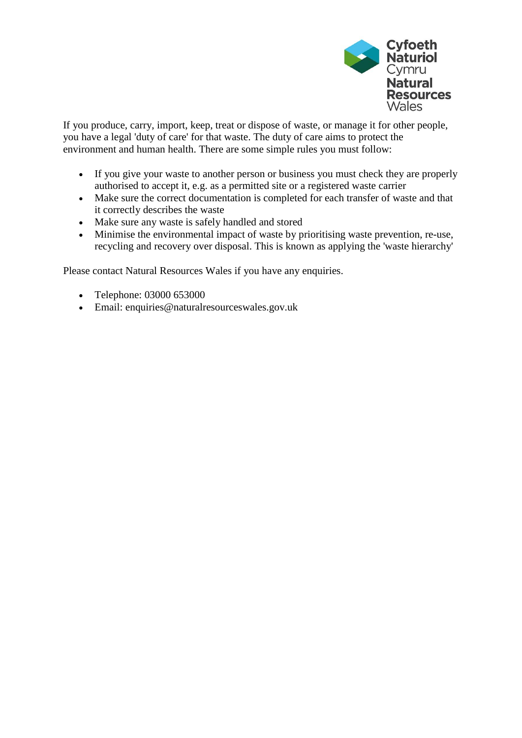Cyfoeth Naturiol Cymru
Natural Resources Wales

If you produce, carry, import, keep, treat or dispose of waste, or manage it for other people, you have a legal 'duty of care' for that waste. The duty of care aims to protect the environment and human health. There are some simple rules you must follow:

- If you give your waste to another person or business you must check they are properly authorised to accept it, e.g. as a permitted site or a registered waste carrier
- Make sure the correct documentation is completed for each transfer of waste and that it correctly describes the waste
- Make sure any waste is safely handled and stored
- Minimise the environmental impact of waste by prioritising waste prevention, re-use, recycling and recovery over disposal. This is known as applying the 'waste hierarchy'

Please contact Natural Resources Wales if you have any enquiries.

- Telephone: 03000 653000
- Email: enquiries@naturalresourceswales.gov.uk